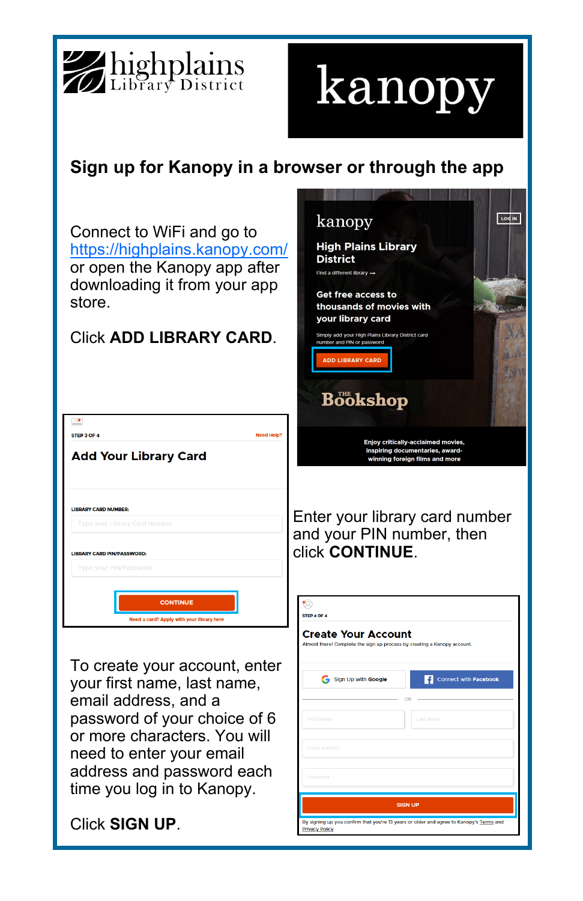highplains Library District

kanopy

## Sign up for Kanopy in a browser or through the app

Connect to WiFi and go to https://highplains.kanopy.com/ or open the Kanopy app after downloading it from your app store.

Click **ADD LIBRARY CARD**.

kanopy

LOG IN

**High Plains Library District**

Find a different library →

**Get free access to thousands of movies with your library card**

Simply add your High Plains Library District card number and PIN or password

ADD LIBRARY CARD

The Bookshop

**Enjoy critically-acclaimed movies, inspiring documentaries, award-winning foreign films and more**

STEP 3 OF 4

Need Help?

**Add Your Library Card**

LIBRARY CARD NUMBER:

Type your Library Card Number

LIBRARY CARD PIN/PASSWORD:

Type your PIN/Password

CONTINUE

Need a card? Apply with your library here

Enter your library card number and your PIN number, then click **CONTINUE**.

To create your account, enter your first name, last name, email address, and a password of your choice of 6 or more characters. You will need to enter your email address and password each time you log in to Kanopy.

Click **SIGN UP**.

STEP 4 OF 4

**Create Your Account**

Almost there! Complete the sign up process by creating a Kanopy account.

Sign Up with Google

Connect with Facebook

OR

First Name

Last Name

Email Address

Password

SIGN UP

By signing up you confirm that you're 13 years or older and agree to Kanopy's Terms and Privacy Policy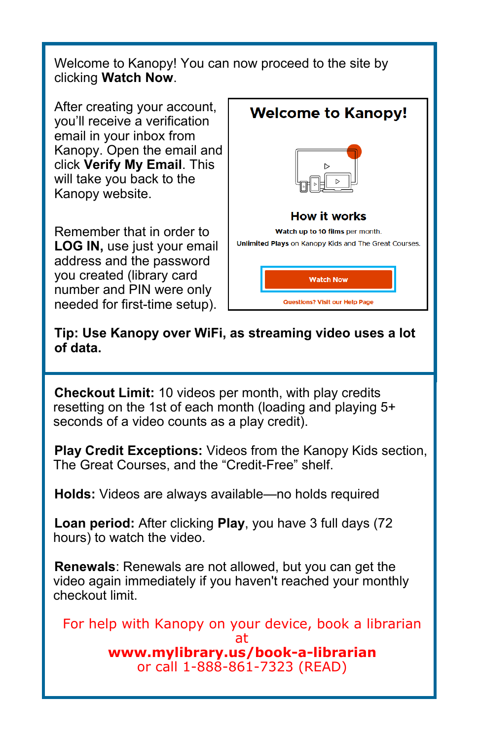Welcome to Kanopy! You can now proceed to the site by clicking **Watch Now**.

After creating your account, you'll receive a verification email in your inbox from Kanopy. Open the email and click **Verify My Email**. This will take you back to the Kanopy website.

Remember that in order to **LOG IN,** use just your email address and the password you created (library card number and PIN were only needed for first-time setup).

**Welcome to Kanopy!**

**How it works**

**Watch up to 10 films** per month.

**Unlimited Plays** on Kanopy Kids and The Great Courses.

Watch Now

Questions? Visit our Help Page

**Tip: Use Kanopy over WiFi, as streaming video uses a lot of data.**

**Checkout Limit:** 10 videos per month, with play credits resetting on the 1st of each month (loading and playing 5+ seconds of a video counts as a play credit).

**Play Credit Exceptions:** Videos from the Kanopy Kids section, The Great Courses, and the "Credit-Free" shelf.

**Holds:** Videos are always available—no holds required

**Loan period:** After clicking **Play**, you have 3 full days (72 hours) to watch the video.

**Renewals**: Renewals are not allowed, but you can get the video again immediately if you haven't reached your monthly checkout limit.

For help with Kanopy on your device, book a librarian at
**www.mylibrary.us/book-a-librarian**
or call 1-888-861-7323 (READ)